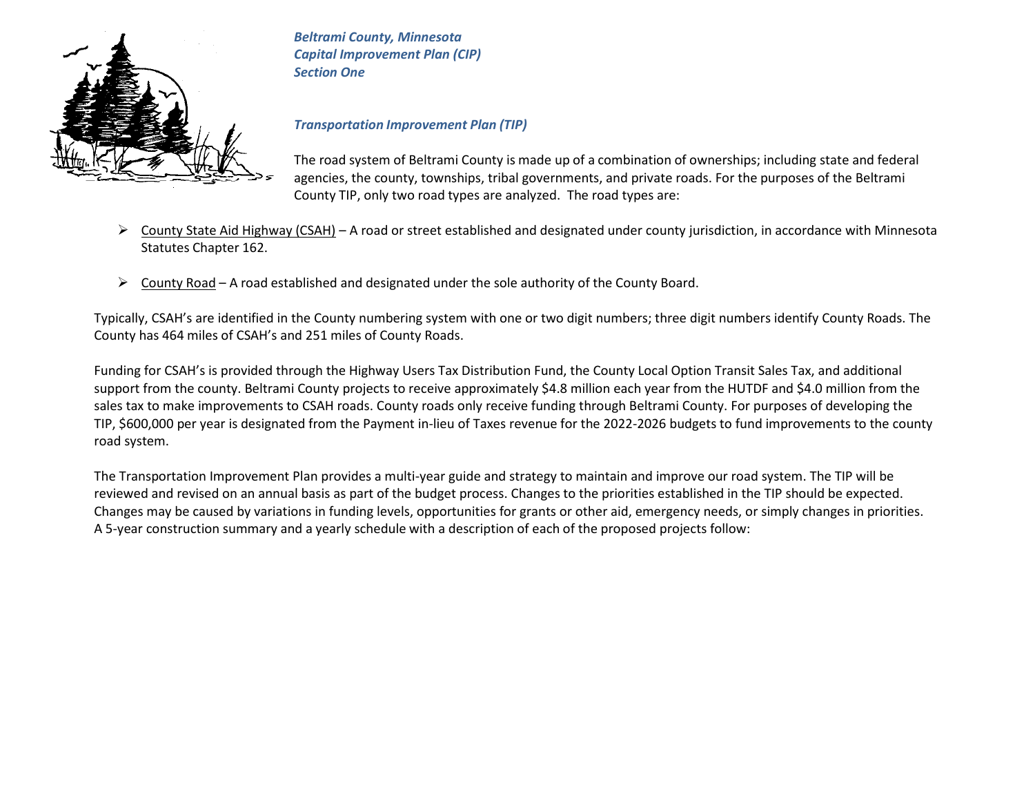*Beltrami County, Minnesota*
*Capital Improvement Plan (CIP)*
*Section One*

## *Transportation Improvement Plan (TIP)*

The road system of Beltrami County is made up of a combination of ownerships; including state and federal agencies, the county, townships, tribal governments, and private roads. For the purposes of the Beltrami County TIP, only two road types are analyzed. The road types are:

- <u>County State Aid Highway (CSAH)</u> – A road or street established and designated under county jurisdiction, in accordance with Minnesota Statutes Chapter 162.
- <u>County Road</u> – A road established and designated under the sole authority of the County Board.

Typically, CSAH's are identified in the County numbering system with one or two digit numbers; three digit numbers identify County Roads. The County has 464 miles of CSAH's and 251 miles of County Roads.

Funding for CSAH's is provided through the Highway Users Tax Distribution Fund, the County Local Option Transit Sales Tax, and additional support from the county. Beltrami County projects to receive approximately $4.8 million each year from the HUTDF and $4.0 million from the sales tax to make improvements to CSAH roads. County roads only receive funding through Beltrami County. For purposes of developing the TIP, $600,000 per year is designated from the Payment in-lieu of Taxes revenue for the 2022-2026 budgets to fund improvements to the county road system.

The Transportation Improvement Plan provides a multi-year guide and strategy to maintain and improve our road system. The TIP will be reviewed and revised on an annual basis as part of the budget process. Changes to the priorities established in the TIP should be expected. Changes may be caused by variations in funding levels, opportunities for grants or other aid, emergency needs, or simply changes in priorities. A 5-year construction summary and a yearly schedule with a description of each of the proposed projects follow: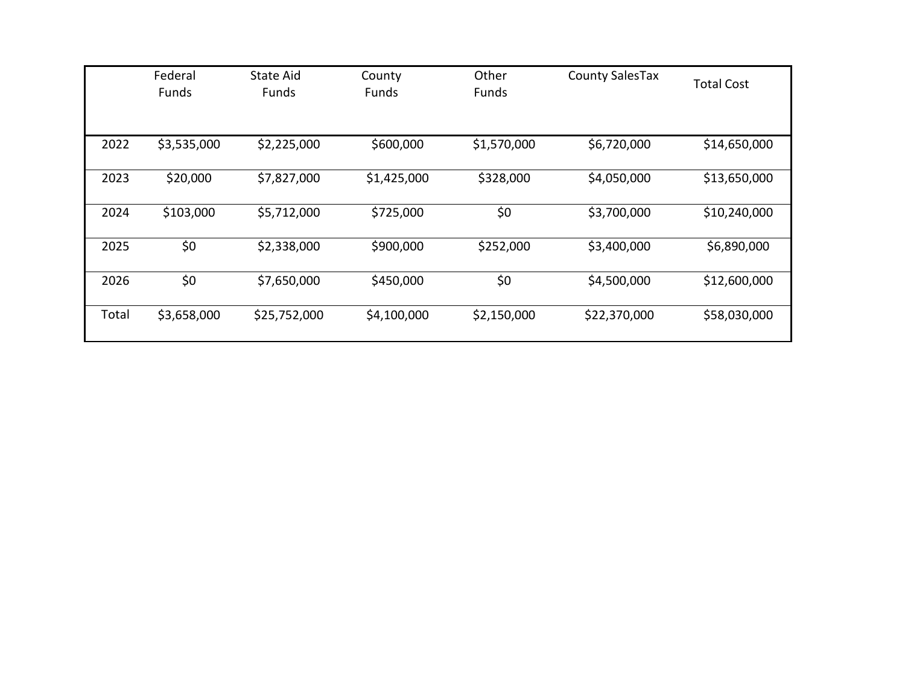| | Federal Funds | State Aid Funds | County Funds | Other Funds | County SalesTax | Total Cost |
|---|---|---|---|---|---|---|
| 2022 | $3,535,000 | $2,225,000 | $600,000 | $1,570,000 | $6,720,000 | $14,650,000 |
| 2023 | $20,000 | $7,827,000 | $1,425,000 | $328,000 | $4,050,000 | $13,650,000 |
| 2024 | $103,000 | $5,712,000 | $725,000 | $0 | $3,700,000 | $10,240,000 |
| 2025 | $0 | $2,338,000 | $900,000 | $252,000 | $3,400,000 | $6,890,000 |
| 2026 | $0 | $7,650,000 | $450,000 | $0 | $4,500,000 | $12,600,000 |
| Total | $3,658,000 | $25,752,000 | $4,100,000 | $2,150,000 | $22,370,000 | $58,030,000 |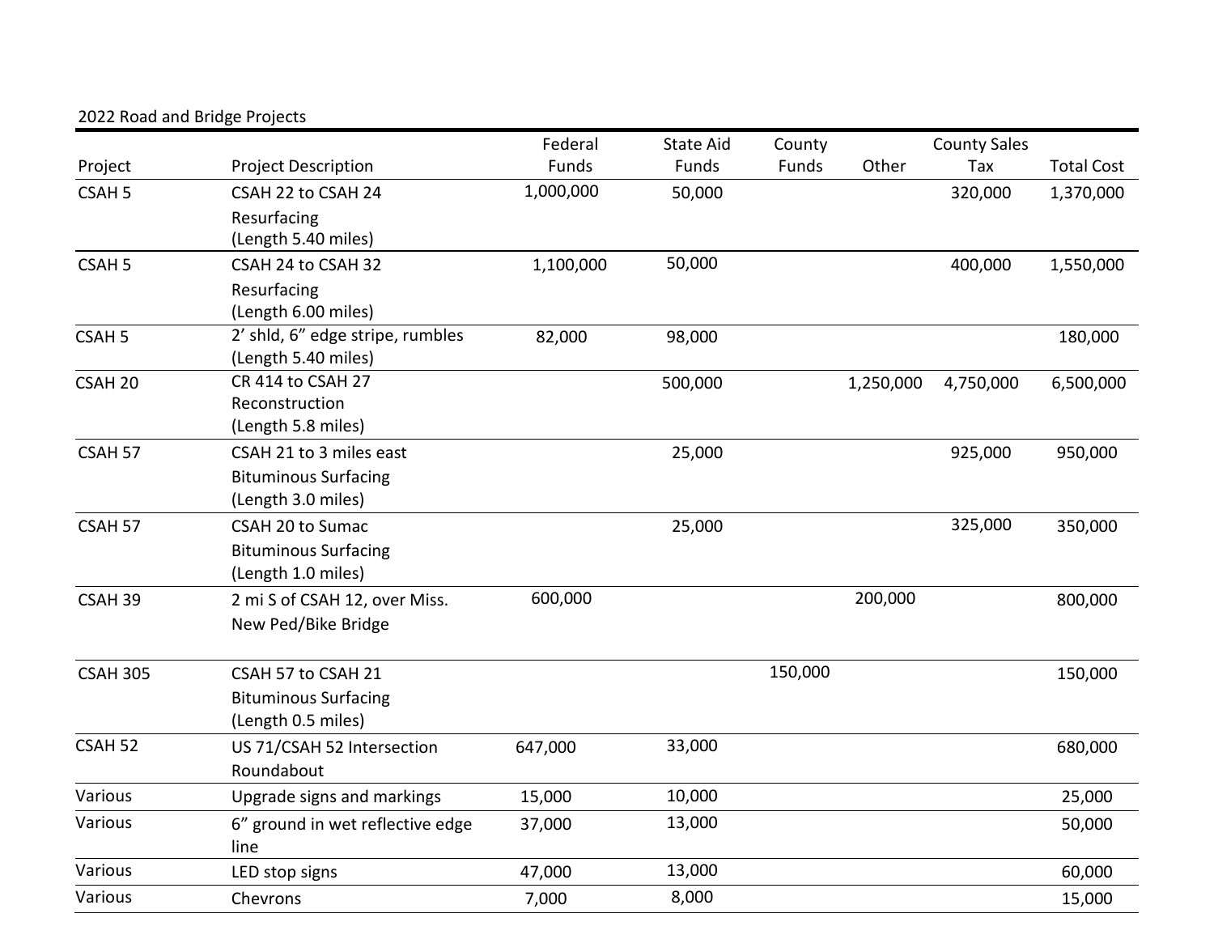2022 Road and Bridge Projects

| Project | Project Description | Federal Funds | State Aid Funds | County Funds | Other | County Sales Tax | Total Cost |
|---|---|---|---|---|---|---|---|
| CSAH 5 | CSAH 22 to CSAH 24<br>Resurfacing<br>(Length 5.40 miles) | 1,000,000 | 50,000 | | | 320,000 | 1,370,000 |
| CSAH 5 | CSAH 24 to CSAH 32<br>Resurfacing<br>(Length 6.00 miles) | 1,100,000 | 50,000 | | | 400,000 | 1,550,000 |
| CSAH 5 | 2' shld, 6" edge stripe, rumbles<br>(Length 5.40 miles) | 82,000 | 98,000 | | | | 180,000 |
| CSAH 20 | CR 414 to CSAH 27<br>Reconstruction<br>(Length 5.8 miles) | | 500,000 | | 1,250,000 | 4,750,000 | 6,500,000 |
| CSAH 57 | CSAH 21 to 3 miles east<br>Bituminous Surfacing<br>(Length 3.0 miles) | | 25,000 | | | 925,000 | 950,000 |
| CSAH 57 | CSAH 20 to Sumac<br>Bituminous Surfacing<br>(Length 1.0 miles) | | 25,000 | | | 325,000 | 350,000 |
| CSAH 39 | 2 mi S of CSAH 12, over Miss.<br>New Ped/Bike Bridge | 600,000 | | | 200,000 | | 800,000 |
| CSAH 305 | CSAH 57 to CSAH 21<br>Bituminous Surfacing<br>(Length 0.5 miles) | | | 150,000 | | | 150,000 |
| CSAH 52 | US 71/CSAH 52 Intersection<br>Roundabout | 647,000 | 33,000 | | | | 680,000 |
| Various | Upgrade signs and markings | 15,000 | 10,000 | | | | 25,000 |
| Various | 6" ground in wet reflective edge line | 37,000 | 13,000 | | | | 50,000 |
| Various | LED stop signs | 47,000 | 13,000 | | | | 60,000 |
| Various | Chevrons | 7,000 | 8,000 | | | | 15,000 |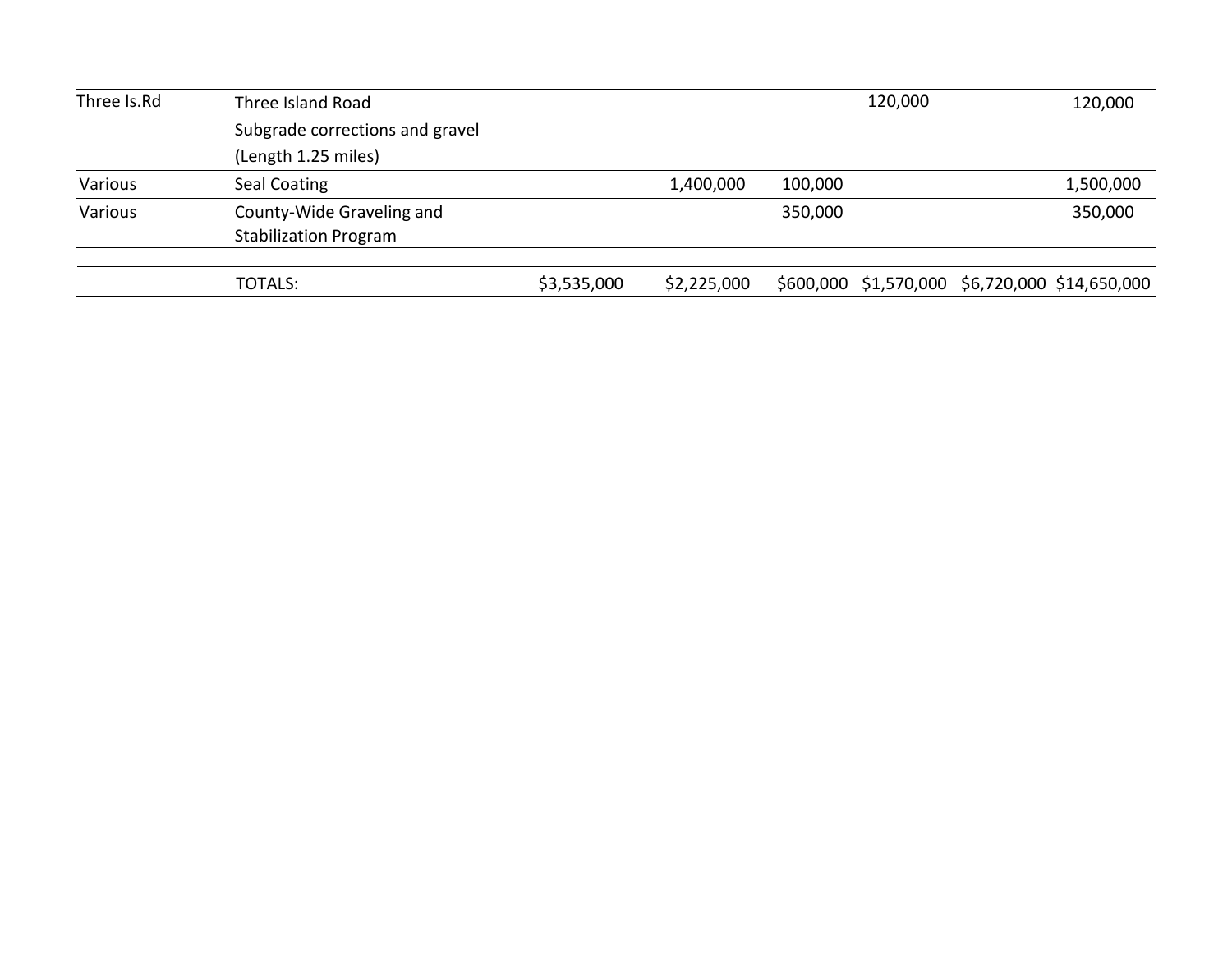| | | | | | | | |
|---|---|---|---|---|---|---|---|
| Three Is.Rd | Three Island Road<br>Subgrade corrections and gravel<br>(Length 1.25 miles) | | | | 120,000 | | 120,000 |
| Various | Seal Coating | | 1,400,000 | 100,000 | | | 1,500,000 |
| Various | County-Wide Graveling and<br>Stabilization Program | | | 350,000 | | | 350,000 |
| | TOTALS: | $3,535,000 | $2,225,000 | $600,000 | $1,570,000 | $6,720,000 | $14,650,000 |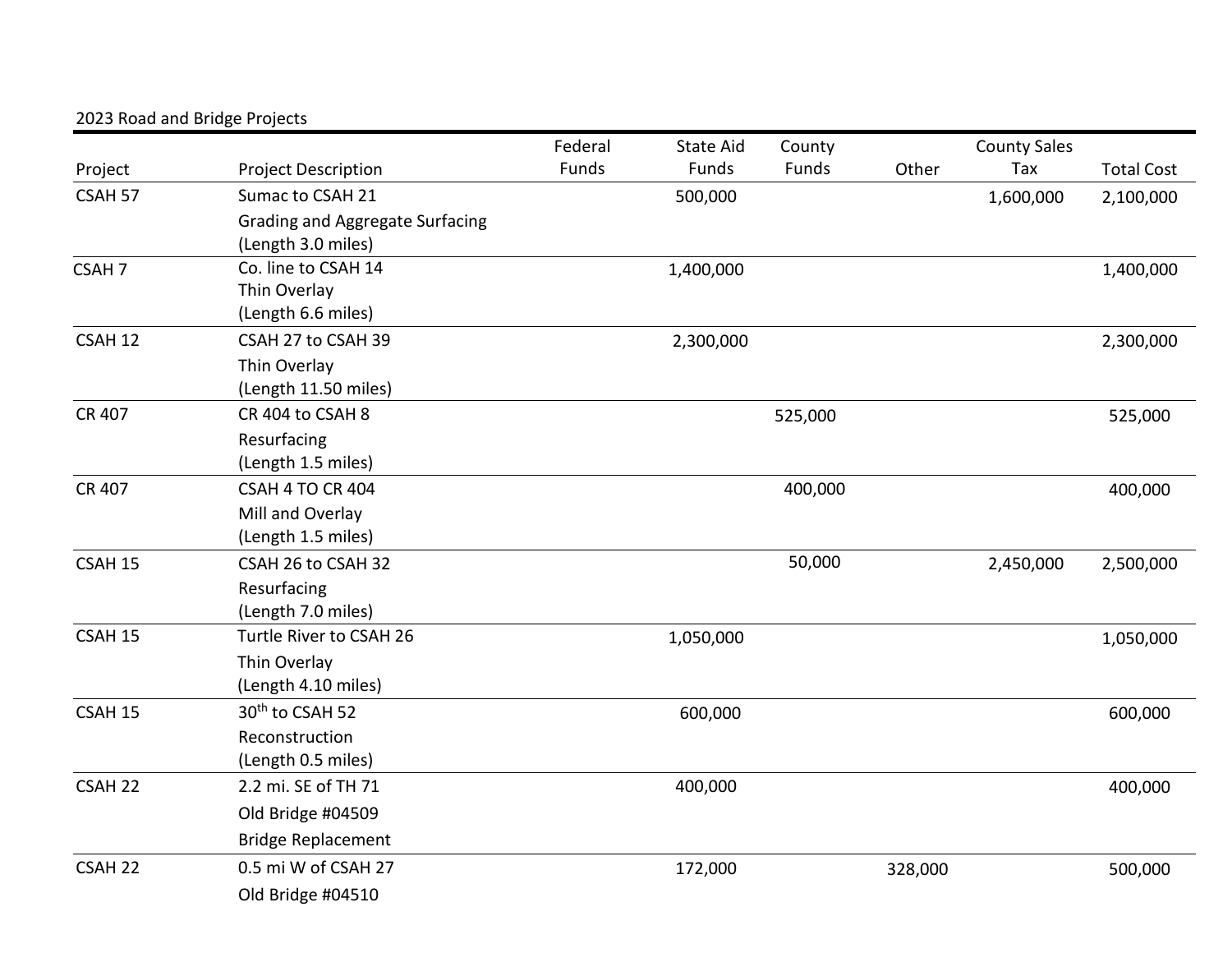2023 Road and Bridge Projects

| Project | Project Description | Federal Funds | State Aid Funds | County Funds | Other | County Sales Tax | Total Cost |
|---|---|---|---|---|---|---|---|
| CSAH 57 | Sumac to CSAH 21<br>Grading and Aggregate Surfacing<br>(Length 3.0 miles) | | 500,000 | | | 1,600,000 | 2,100,000 |
| CSAH 7 | Co. line to CSAH 14<br>Thin Overlay<br>(Length 6.6 miles) | | 1,400,000 | | | | 1,400,000 |
| CSAH 12 | CSAH 27 to CSAH 39<br>Thin Overlay<br>(Length 11.50 miles) | | 2,300,000 | | | | 2,300,000 |
| CR 407 | CR 404 to CSAH 8<br>Resurfacing<br>(Length 1.5 miles) | | | 525,000 | | | 525,000 |
| CR 407 | CSAH 4 TO CR 404<br>Mill and Overlay<br>(Length 1.5 miles) | | | 400,000 | | | 400,000 |
| CSAH 15 | CSAH 26 to CSAH 32<br>Resurfacing<br>(Length 7.0 miles) | | | 50,000 | | 2,450,000 | 2,500,000 |
| CSAH 15 | Turtle River to CSAH 26<br>Thin Overlay<br>(Length 4.10 miles) | | 1,050,000 | | | | 1,050,000 |
| CSAH 15 | 30th to CSAH 52<br>Reconstruction<br>(Length 0.5 miles) | | 600,000 | | | | 600,000 |
| CSAH 22 | 2.2 mi. SE of TH 71<br>Old Bridge #04509<br>Bridge Replacement | | 400,000 | | | | 400,000 |
| CSAH 22 | 0.5 mi W of CSAH 27<br>Old Bridge #04510 | | 172,000 | | 328,000 | | 500,000 |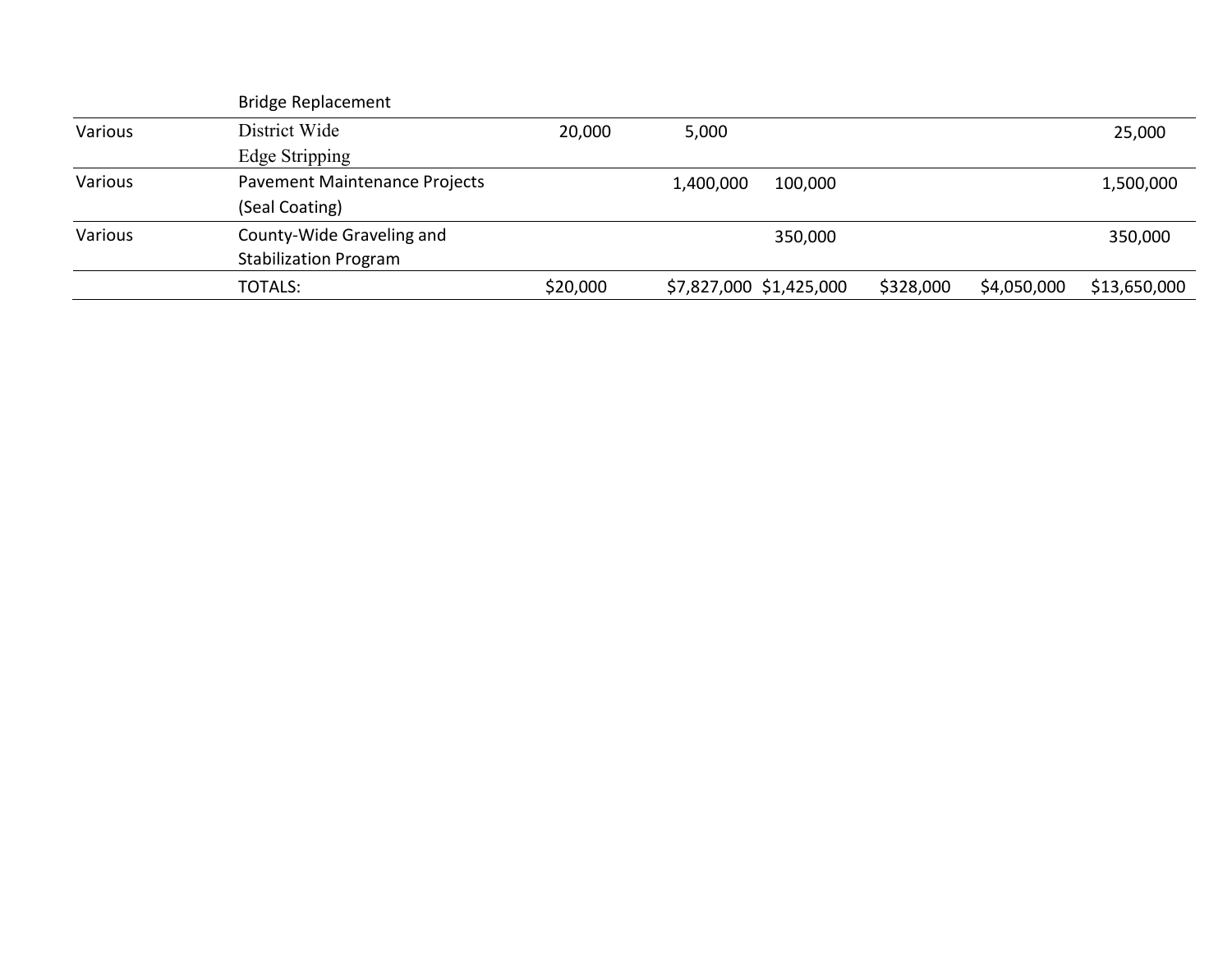| | | | | | | | |
|---|---|---|---|---|---|---|---|
| | Bridge Replacement | | | | | | |
| Various | District Wide Edge Stripping | 20,000 | 5,000 | | | | 25,000 |
| Various | Pavement Maintenance Projects (Seal Coating) | | 1,400,000 | 100,000 | | | 1,500,000 |
| Various | County-Wide Graveling and Stabilization Program | | | 350,000 | | | 350,000 |
| | TOTALS: | $20,000 | $7,827,000 | $1,425,000 | $328,000 | $4,050,000 | $13,650,000 |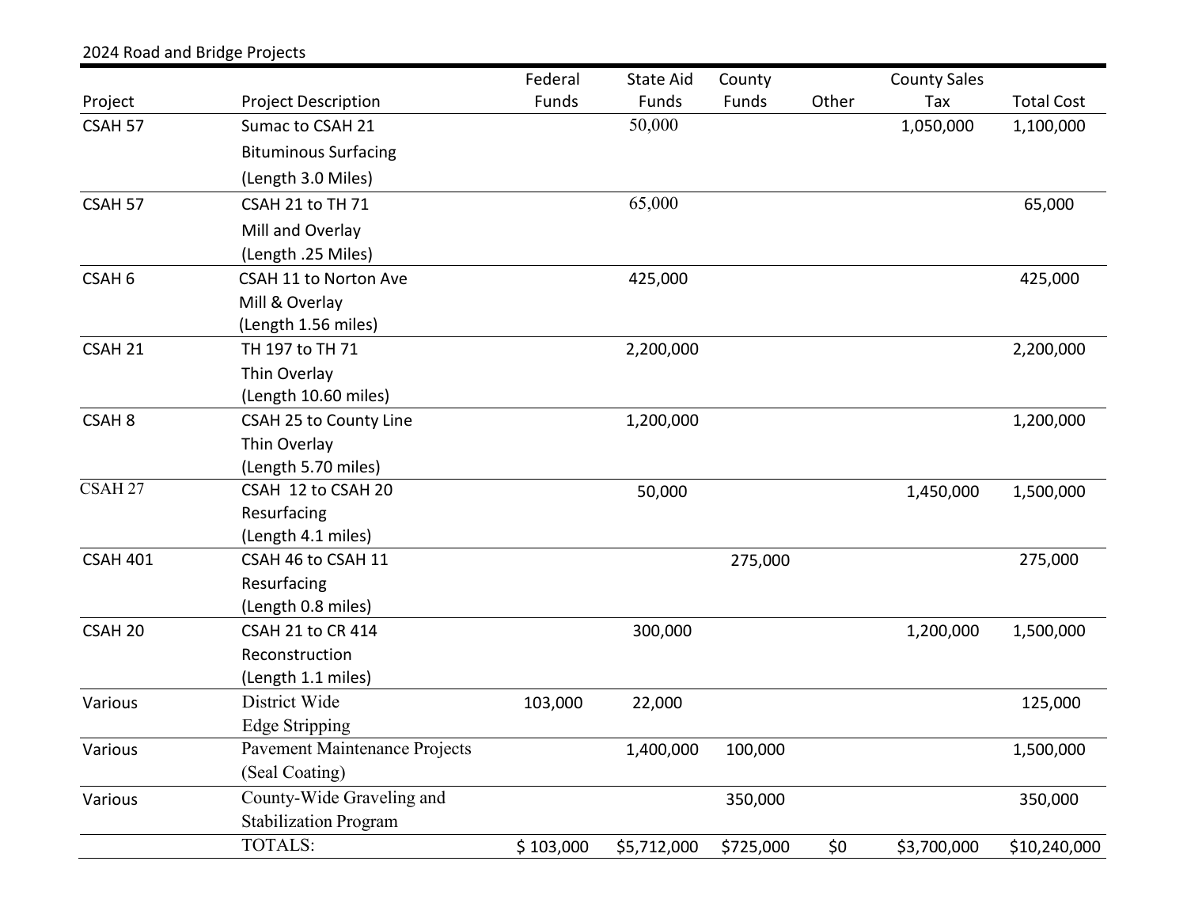2024 Road and Bridge Projects

| Project | Project Description | Federal Funds | State Aid Funds | County Funds | Other | County Sales Tax | Total Cost |
|---|---|---|---|---|---|---|---|
| CSAH 57 | Sumac to CSAH 21<br>Bituminous Surfacing<br>(Length 3.0 Miles) | | 50,000 | | | 1,050,000 | 1,100,000 |
| CSAH 57 | CSAH 21 to TH 71<br>Mill and Overlay<br>(Length .25 Miles) | | 65,000 | | | | 65,000 |
| CSAH 6 | CSAH 11 to Norton Ave<br>Mill & Overlay<br>(Length 1.56 miles) | | 425,000 | | | | 425,000 |
| CSAH 21 | TH 197 to TH 71<br>Thin Overlay<br>(Length 10.60 miles) | | 2,200,000 | | | | 2,200,000 |
| CSAH 8 | CSAH 25 to County Line<br>Thin Overlay<br>(Length 5.70 miles) | | 1,200,000 | | | | 1,200,000 |
| CSAH 27 | CSAH 12 to CSAH 20<br>Resurfacing<br>(Length 4.1 miles) | | 50,000 | | | 1,450,000 | 1,500,000 |
| CSAH 401 | CSAH 46 to CSAH 11<br>Resurfacing<br>(Length 0.8 miles) | | | 275,000 | | | 275,000 |
| CSAH 20 | CSAH 21 to CR 414<br>Reconstruction<br>(Length 1.1 miles) | | 300,000 | | | 1,200,000 | 1,500,000 |
| Various | District Wide<br>Edge Stripping | 103,000 | 22,000 | | | | 125,000 |
| Various | Pavement Maintenance Projects<br>(Seal Coating) | | 1,400,000 | 100,000 | | | 1,500,000 |
| Various | County-Wide Graveling and<br>Stabilization Program | | | 350,000 | | | 350,000 |
| | TOTALS: | $ 103,000 | $5,712,000 | $725,000 | $0 | $3,700,000 | $10,240,000 |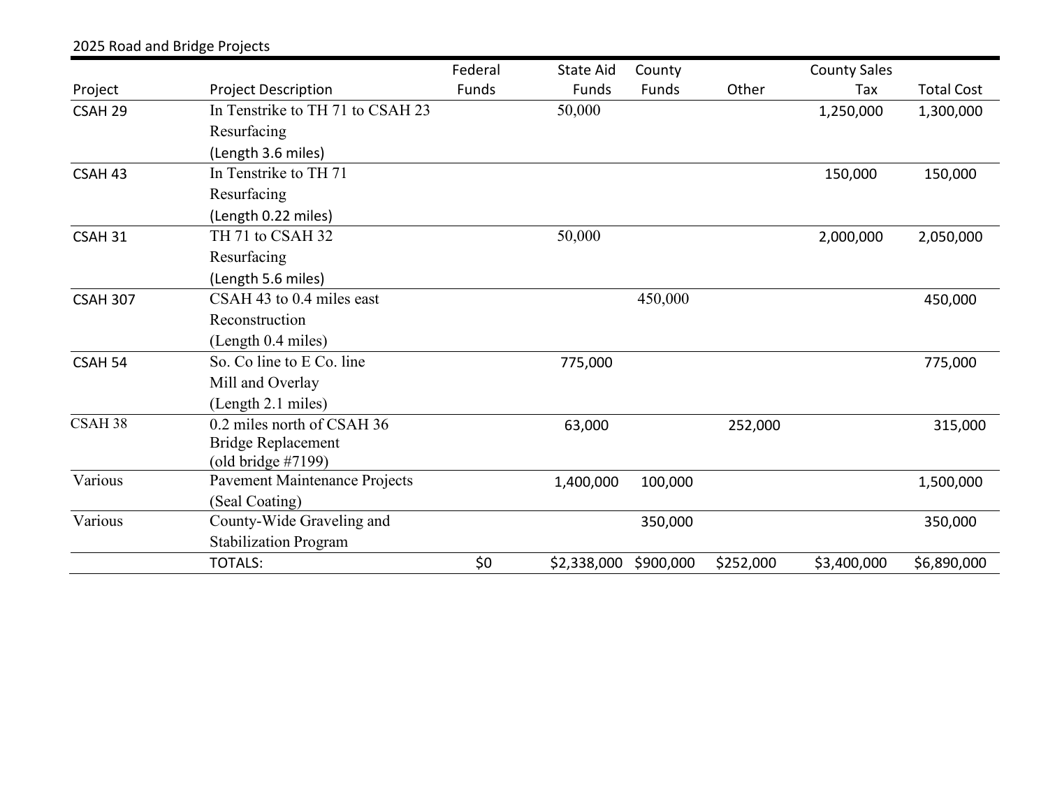2025 Road and Bridge Projects

| Project | Project Description | Federal Funds | State Aid Funds | County Funds | Other | County Sales Tax | Total Cost |
|---|---|---|---|---|---|---|---|
| CSAH 29 | In Tenstrike to TH 71 to CSAH 23<br>Resurfacing<br>(Length 3.6 miles) | | 50,000 | | | 1,250,000 | 1,300,000 |
| CSAH 43 | In Tenstrike to TH 71<br>Resurfacing<br>(Length 0.22 miles) | | | | | 150,000 | 150,000 |
| CSAH 31 | TH 71 to CSAH 32<br>Resurfacing<br>(Length 5.6 miles) | | 50,000 | | | 2,000,000 | 2,050,000 |
| CSAH 307 | CSAH 43 to 0.4 miles east<br>Reconstruction<br>(Length 0.4 miles) | | | 450,000 | | | 450,000 |
| CSAH 54 | So. Co line to E Co. line<br>Mill and Overlay<br>(Length 2.1 miles) | | 775,000 | | | | 775,000 |
| CSAH 38 | 0.2 miles north of CSAH 36<br>Bridge Replacement<br>(old bridge #7199) | | 63,000 | | 252,000 | | 315,000 |
| Various | Pavement Maintenance Projects<br>(Seal Coating) | | 1,400,000 | 100,000 | | | 1,500,000 |
| Various | County-Wide Graveling and<br>Stabilization Program | | | 350,000 | | | 350,000 |
| | TOTALS: | $0 | $2,338,000 | $900,000 | $252,000 | $3,400,000 | $6,890,000 |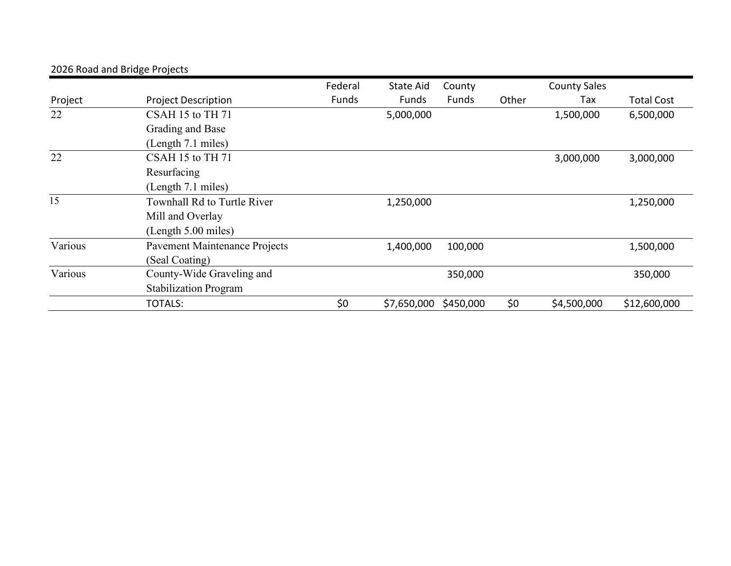2026 Road and Bridge Projects

| Project | Project Description | Federal Funds | State Aid Funds | County Funds | Other | County Sales Tax | Total Cost |
|---|---|---|---|---|---|---|---|
| 22 | CSAH 15 to TH 71<br>Grading and Base<br>(Length 7.1 miles) | | 5,000,000 | | | 1,500,000 | 6,500,000 |
| 22 | CSAH 15 to TH 71<br>Resurfacing<br>(Length 7.1 miles) | | | | | 3,000,000 | 3,000,000 |
| 15 | Townhall Rd to Turtle River<br>Mill and Overlay<br>(Length 5.00 miles) | | 1,250,000 | | | | 1,250,000 |
| Various | Pavement Maintenance Projects<br>(Seal Coating) | | 1,400,000 | 100,000 | | | 1,500,000 |
| Various | County-Wide Graveling and<br>Stabilization Program | | | 350,000 | | | 350,000 |
| | TOTALS: | $0 | $7,650,000 | $450,000 | $0 | $4,500,000 | $12,600,000 |